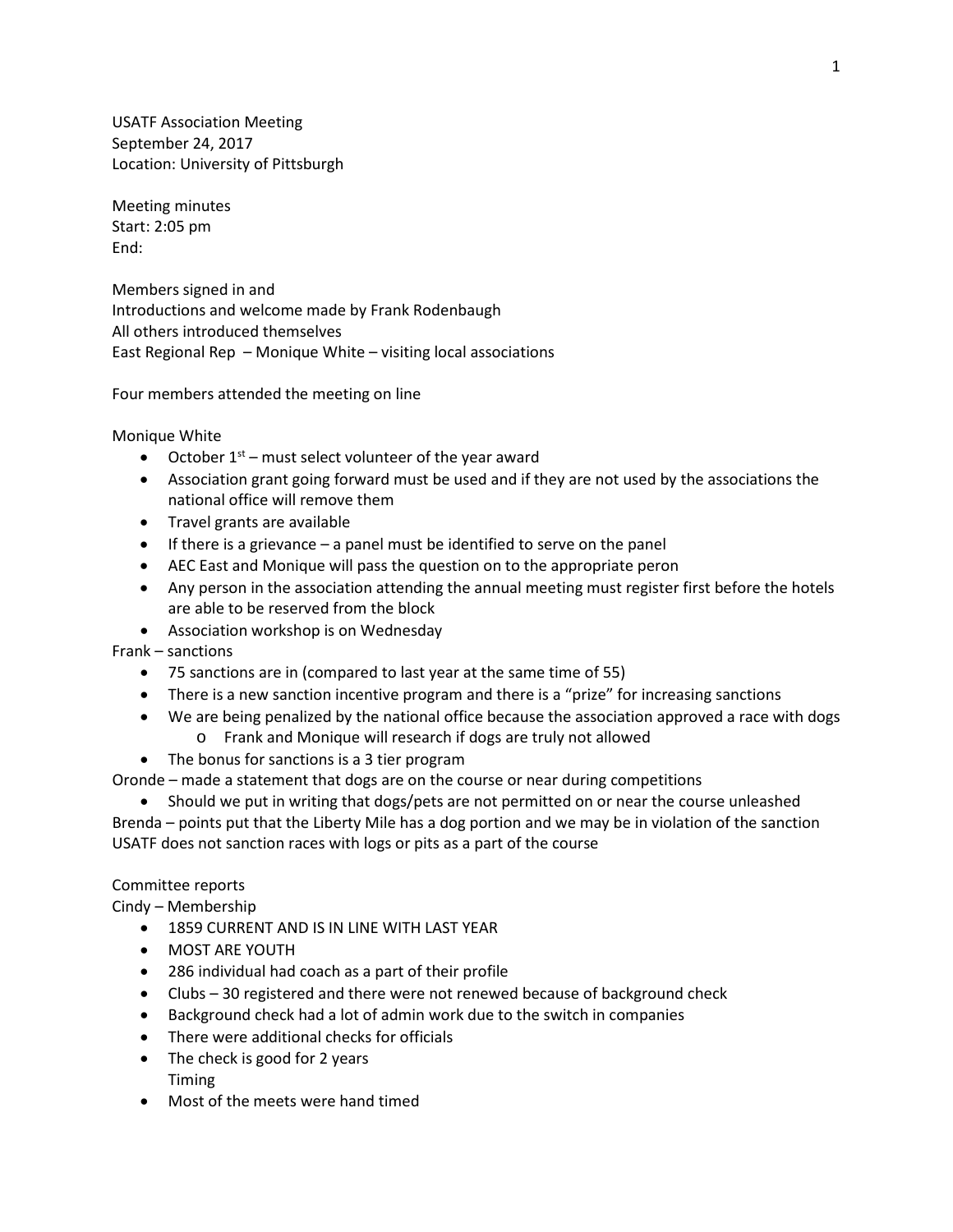USATF Association Meeting
September 24, 2017
Location: University of Pittsburgh

Meeting minutes
Start: 2:05 pm
End:

Members signed in and
Introductions and welcome made by Frank Rodenbaugh
All others introduced themselves
East Regional Rep – Monique White – visiting local associations

Four members attended the meeting on line

Monique White

- October 1st – must select volunteer of the year award
- Association grant going forward must be used and if they are not used by the associations the national office will remove them
- Travel grants are available
- If there is a grievance – a panel must be identified to serve on the panel
- AEC East and Monique will pass the question on to the appropriate peron
- Any person in the association attending the annual meeting must register first before the hotels are able to be reserved from the block
- Association workshop is on Wednesday

Frank – sanctions

- 75 sanctions are in (compared to last year at the same time of 55)
- There is a new sanction incentive program and there is a "prize" for increasing sanctions
- We are being penalized by the national office because the association approved a race with dogs
  - Frank and Monique will research if dogs are truly not allowed
- The bonus for sanctions is a 3 tier program

Oronde – made a statement that dogs are on the course or near during competitions

- Should we put in writing that dogs/pets are not permitted on or near the course unleashed

Brenda – points put that the Liberty Mile has a dog portion and we may be in violation of the sanction
USATF does not sanction races with logs or pits as a part of the course

Committee reports
Cindy – Membership

- 1859 CURRENT AND IS IN LINE WITH LAST YEAR
- MOST ARE YOUTH
- 286 individual had coach as a part of their profile
- Clubs – 30 registered and there were not renewed because of background check
- Background check had a lot of admin work due to the switch in companies
- There were additional checks for officials
- The check is good for 2 years

Timing

- Most of the meets were hand timed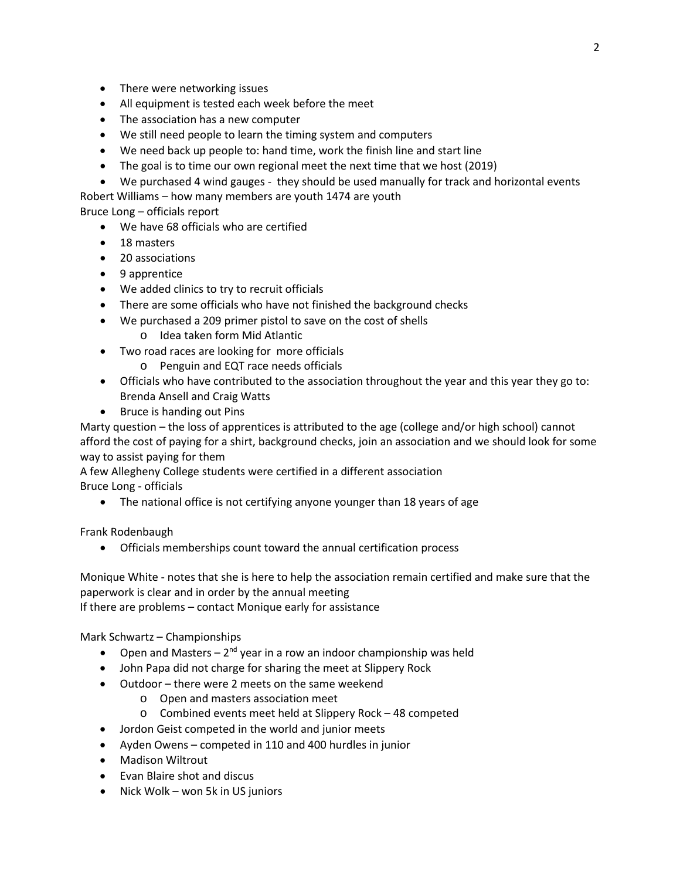- There were networking issues
- All equipment is tested each week before the meet
- The association has a new computer
- We still need people to learn the timing system and computers
- We need back up people to: hand time, work the finish line and start line
- The goal is to time our own regional meet the next time that we host (2019)
- We purchased 4 wind gauges - they should be used manually for track and horizontal events

Robert Williams – how many members are youth 1474 are youth

Bruce Long – officials report

- We have 68 officials who are certified
- 18 masters
- 20 associations
- 9 apprentice
- We added clinics to try to recruit officials
- There are some officials who have not finished the background checks
- We purchased a 209 primer pistol to save on the cost of shells
    - Idea taken form Mid Atlantic
- Two road races are looking for more officials
    - Penguin and EQT race needs officials
- Officials who have contributed to the association throughout the year and this year they go to: Brenda Ansell and Craig Watts
- Bruce is handing out Pins

Marty question – the loss of apprentices is attributed to the age (college and/or high school) cannot afford the cost of paying for a shirt, background checks, join an association and we should look for some way to assist paying for them

A few Allegheny College students were certified in a different association

Bruce Long - officials

- The national office is not certifying anyone younger than 18 years of age

Frank Rodenbaugh

- Officials memberships count toward the annual certification process

Monique White - notes that she is here to help the association remain certified and make sure that the paperwork is clear and in order by the annual meeting

If there are problems – contact Monique early for assistance

Mark Schwartz – Championships

- Open and Masters – 2nd year in a row an indoor championship was held
- John Papa did not charge for sharing the meet at Slippery Rock
- Outdoor – there were 2 meets on the same weekend
    - Open and masters association meet
    - Combined events meet held at Slippery Rock – 48 competed
- Jordon Geist competed in the world and junior meets
- Ayden Owens – competed in 110 and 400 hurdles in junior
- Madison Wiltrout
- Evan Blaire shot and discus
- Nick Wolk – won 5k in US juniors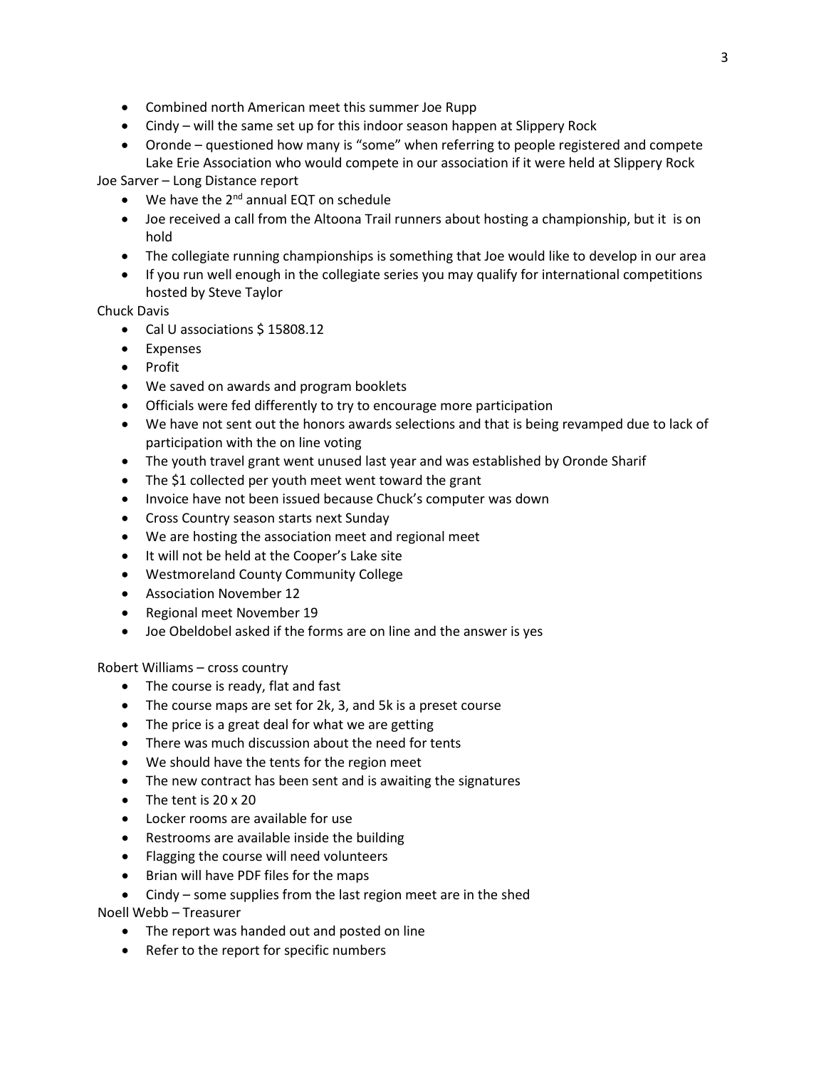- Combined north American meet this summer Joe Rupp
- Cindy – will the same set up for this indoor season happen at Slippery Rock
- Oronde – questioned how many is "some" when referring to people registered and compete Lake Erie Association who would compete in our association if it were held at Slippery Rock

Joe Sarver – Long Distance report

- We have the 2nd annual EQT on schedule
- Joe received a call from the Altoona Trail runners about hosting a championship, but it is on hold
- The collegiate running championships is something that Joe would like to develop in our area
- If you run well enough in the collegiate series you may qualify for international competitions hosted by Steve Taylor

Chuck Davis

- Cal U associations $ 15808.12
- Expenses
- Profit
- We saved on awards and program booklets
- Officials were fed differently to try to encourage more participation
- We have not sent out the honors awards selections and that is being revamped due to lack of participation with the on line voting
- The youth travel grant went unused last year and was established by Oronde Sharif
- The $1 collected per youth meet went toward the grant
- Invoice have not been issued because Chuck's computer was down
- Cross Country season starts next Sunday
- We are hosting the association meet and regional meet
- It will not be held at the Cooper's Lake site
- Westmoreland County Community College
- Association November 12
- Regional meet November 19
- Joe Obeldobel asked if the forms are on line and the answer is yes

Robert Williams – cross country

- The course is ready, flat and fast
- The course maps are set for 2k, 3, and 5k is a preset course
- The price is a great deal for what we are getting
- There was much discussion about the need for tents
- We should have the tents for the region meet
- The new contract has been sent and is awaiting the signatures
- The tent is 20 x 20
- Locker rooms are available for use
- Restrooms are available inside the building
- Flagging the course will need volunteers
- Brian will have PDF files for the maps
- Cindy – some supplies from the last region meet are in the shed

Noell Webb – Treasurer

- The report was handed out and posted on line
- Refer to the report for specific numbers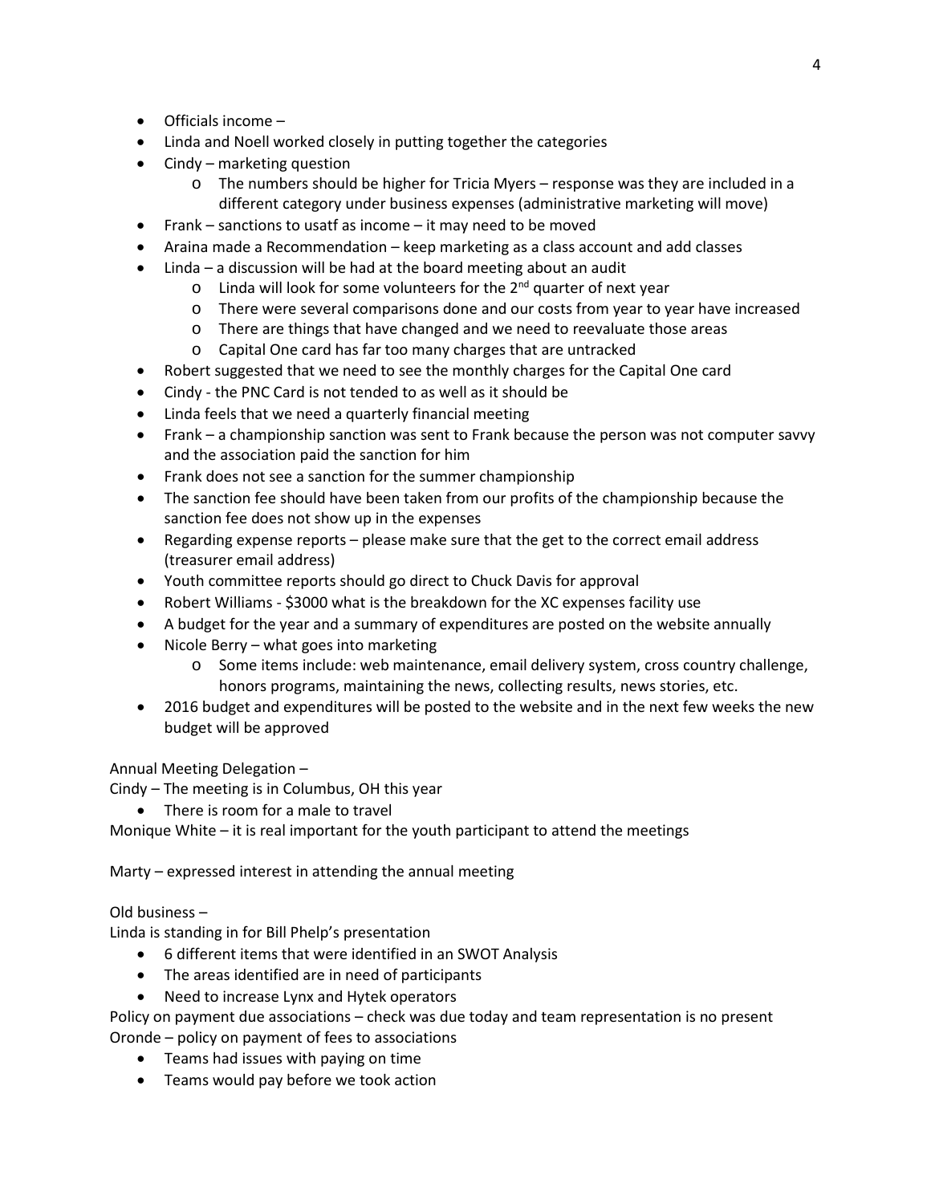- Officials income –
- Linda and Noell worked closely in putting together the categories
- Cindy – marketing question
  - The numbers should be higher for Tricia Myers – response was they are included in a different category under business expenses (administrative marketing will move)
- Frank – sanctions to usatf as income – it may need to be moved
- Araina made a Recommendation – keep marketing as a class account and add classes
- Linda – a discussion will be had at the board meeting about an audit
  - Linda will look for some volunteers for the 2nd quarter of next year
  - There were several comparisons done and our costs from year to year have increased
  - There are things that have changed and we need to reevaluate those areas
  - Capital One card has far too many charges that are untracked
- Robert suggested that we need to see the monthly charges for the Capital One card
- Cindy - the PNC Card is not tended to as well as it should be
- Linda feels that we need a quarterly financial meeting
- Frank – a championship sanction was sent to Frank because the person was not computer savvy and the association paid the sanction for him
- Frank does not see a sanction for the summer championship
- The sanction fee should have been taken from our profits of the championship because the sanction fee does not show up in the expenses
- Regarding expense reports – please make sure that the get to the correct email address (treasurer email address)
- Youth committee reports should go direct to Chuck Davis for approval
- Robert Williams - $3000 what is the breakdown for the XC expenses facility use
- A budget for the year and a summary of expenditures are posted on the website annually
- Nicole Berry – what goes into marketing
  - Some items include: web maintenance, email delivery system, cross country challenge, honors programs, maintaining the news, collecting results, news stories, etc.
- 2016 budget and expenditures will be posted to the website and in the next few weeks the new budget will be approved

Annual Meeting Delegation –

Cindy – The meeting is in Columbus, OH this year

- There is room for a male to travel

Monique White – it is real important for the youth participant to attend the meetings

Marty – expressed interest in attending the annual meeting

Old business –

Linda is standing in for Bill Phelp's presentation

- 6 different items that were identified in an SWOT Analysis
- The areas identified are in need of participants
- Need to increase Lynx and Hytek operators

Policy on payment due associations – check was due today and team representation is no present

Oronde – policy on payment of fees to associations

- Teams had issues with paying on time
- Teams would pay before we took action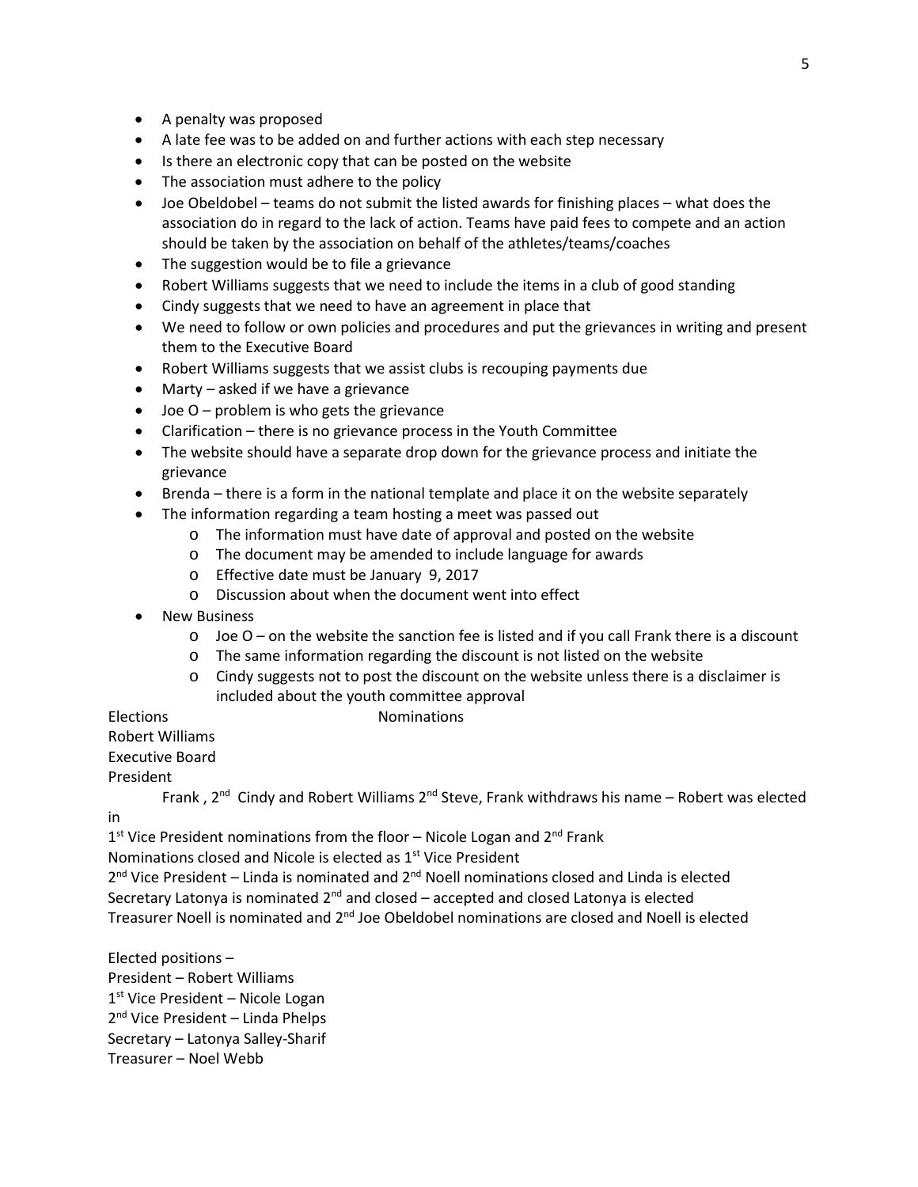- A penalty was proposed
- A late fee was to be added on and further actions with each step necessary
- Is there an electronic copy that can be posted on the website
- The association must adhere to the policy
- Joe Obeldobel – teams do not submit the listed awards for finishing places – what does the association do in regard to the lack of action. Teams have paid fees to compete and an action should be taken by the association on behalf of the athletes/teams/coaches
- The suggestion would be to file a grievance
- Robert Williams suggests that we need to include the items in a club of good standing
- Cindy suggests that we need to have an agreement in place that
- We need to follow or own policies and procedures and put the grievances in writing and present them to the Executive Board
- Robert Williams suggests that we assist clubs is recouping payments due
- Marty – asked if we have a grievance
- Joe O – problem is who gets the grievance
- Clarification – there is no grievance process in the Youth Committee
- The website should have a separate drop down for the grievance process and initiate the grievance
- Brenda – there is a form in the national template and place it on the website separately
- The information regarding a team hosting a meet was passed out
  - The information must have date of approval and posted on the website
  - The document may be amended to include language for awards
  - Effective date must be January 9, 2017
  - Discussion about when the document went into effect
- New Business
  - Joe O – on the website the sanction fee is listed and if you call Frank there is a discount
  - The same information regarding the discount is not listed on the website
  - Cindy suggests not to post the discount on the website unless there is a disclaimer is included about the youth committee approval

Elections Nominations

Robert Williams

Executive Board

President

Frank , 2nd Cindy and Robert Williams 2nd Steve, Frank withdraws his name – Robert was elected in

1st Vice President nominations from the floor – Nicole Logan and 2nd Frank

Nominations closed and Nicole is elected as 1st Vice President

2nd Vice President – Linda is nominated and 2nd Noell nominations closed and Linda is elected

Secretary Latonya is nominated 2nd and closed – accepted and closed Latonya is elected

Treasurer Noell is nominated and 2nd Joe Obeldobel nominations are closed and Noell is elected

Elected positions –

President – Robert Williams

1st Vice President – Nicole Logan

2nd Vice President – Linda Phelps

Secretary – Latonya Salley-Sharif

Treasurer – Noel Webb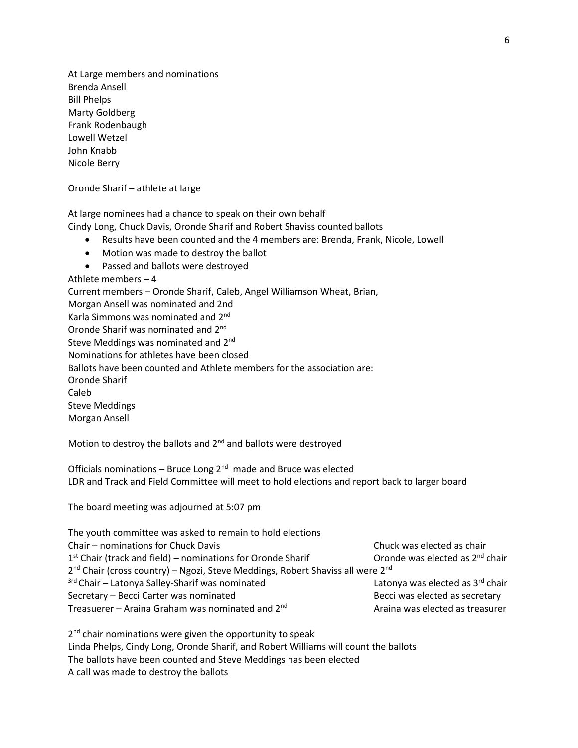At Large members and nominations
Brenda Ansell
Bill Phelps
Marty Goldberg
Frank Rodenbaugh
Lowell Wetzel
John Knabb
Nicole Berry

Oronde Sharif – athlete at large

At large nominees had a chance to speak on their own behalf
Cindy Long, Chuck Davis, Oronde Sharif and Robert Shaviss counted ballots

- Results have been counted and the 4 members are: Brenda, Frank, Nicole, Lowell
- Motion was made to destroy the ballot
- Passed and ballots were destroyed

Athlete members – 4
Current members – Oronde Sharif, Caleb, Angel Williamson Wheat, Brian,
Morgan Ansell was nominated and 2nd
Karla Simmons was nominated and 2nd
Oronde Sharif was nominated and 2nd
Steve Meddings was nominated and 2nd
Nominations for athletes have been closed
Ballots have been counted and Athlete members for the association are:
Oronde Sharif
Caleb
Steve Meddings
Morgan Ansell

Motion to destroy the ballots and 2nd and ballots were destroyed

Officials nominations – Bruce Long 2nd made and Bruce was elected
LDR and Track and Field Committee will meet to hold elections and report back to larger board

The board meeting was adjourned at 5:07 pm

The youth committee was asked to remain to hold elections
Chair – nominations for Chuck Davis — Chuck was elected as chair
1st Chair (track and field) – nominations for Oronde Sharif — Oronde was elected as 2nd chair
2nd Chair (cross country) – Ngozi, Steve Meddings, Robert Shaviss all were 2nd
3rd Chair – Latonya Salley-Sharif was nominated — Latonya was elected as 3rd chair
Secretary – Becci Carter was nominated — Becci was elected as secretary
Treasuerer – Araina Graham was nominated and 2nd — Araina was elected as treasurer

2nd chair nominations were given the opportunity to speak
Linda Phelps, Cindy Long, Oronde Sharif, and Robert Williams will count the ballots
The ballots have been counted and Steve Meddings has been elected
A call was made to destroy the ballots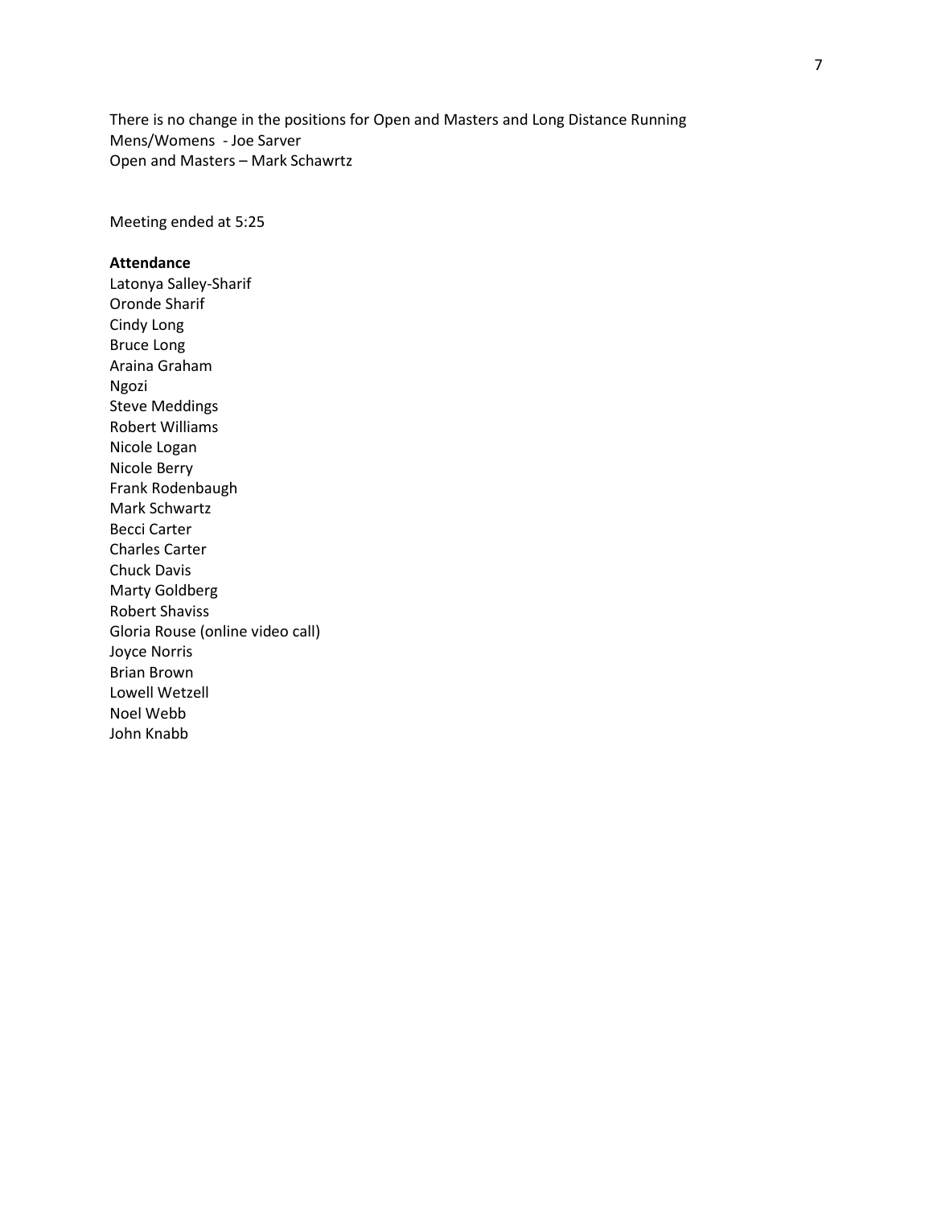There is no change in the positions for Open and Masters and Long Distance Running
Mens/Womens - Joe Sarver
Open and Masters – Mark Schawrtz

Meeting ended at 5:25

**Attendance**
Latonya Salley-Sharif
Oronde Sharif
Cindy Long
Bruce Long
Araina Graham
Ngozi
Steve Meddings
Robert Williams
Nicole Logan
Nicole Berry
Frank Rodenbaugh
Mark Schwartz
Becci Carter
Charles Carter
Chuck Davis
Marty Goldberg
Robert Shaviss
Gloria Rouse (online video call)
Joyce Norris
Brian Brown
Lowell Wetzell
Noel Webb
John Knabb